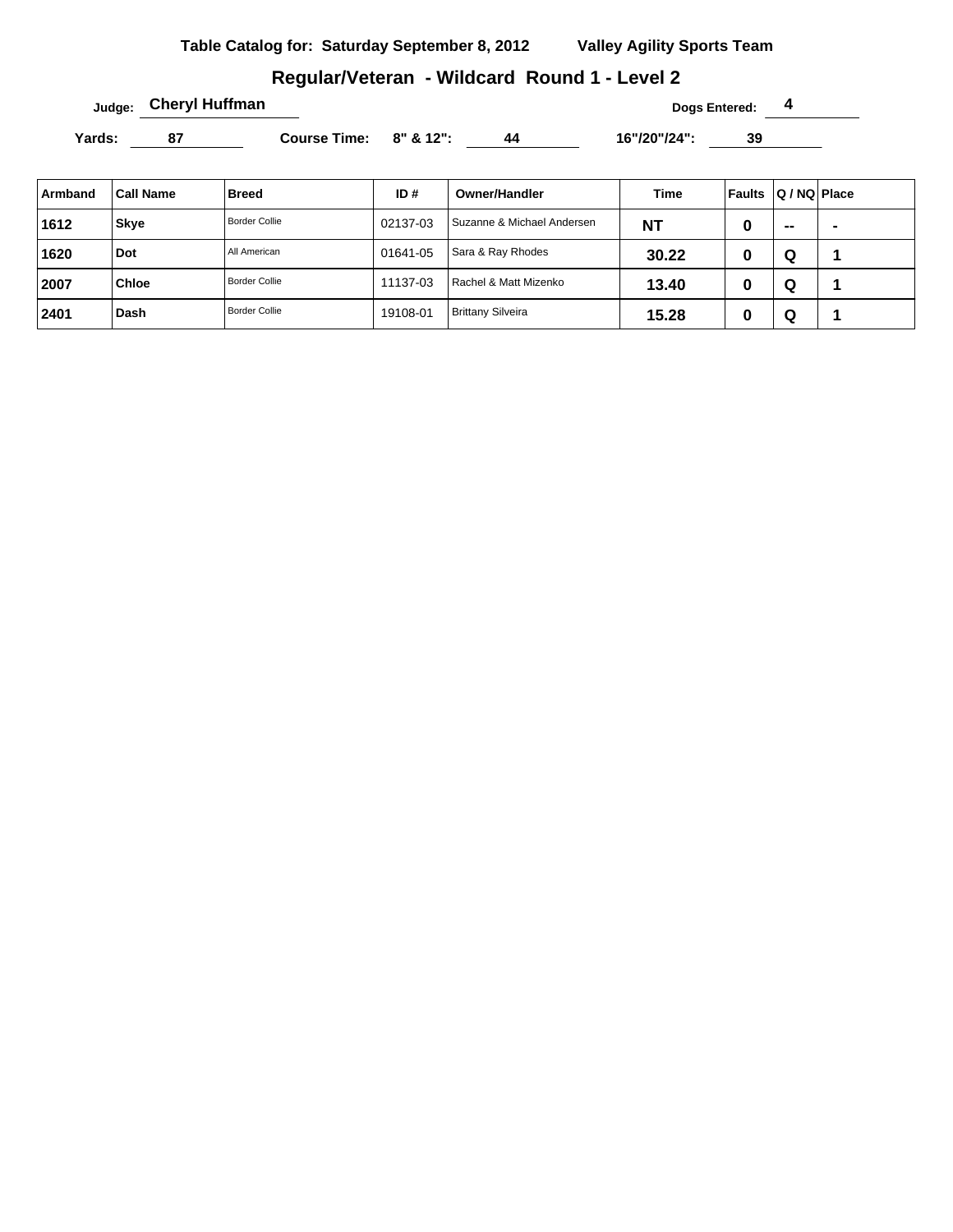**Table Catalog for: Saturday September 8, 2012** **Valley Agility Sports Team**

## Regular/Veteran - Wildcard Round 1 - Level 2

**Judge:** Cheryl Huffman **Dogs Entered:** 4

**Yards:** 87 **Course Time:** **8" & 12":** 44 **16"/20"/24":** 39

| Armband | Call Name | Breed | ID # | Owner/Handler | Time | Faults | Q / NQ | Place |
|---|---|---|---|---|---|---|---|---|
| 1612 | Skye | Border Collie | 02137-03 | Suzanne & Michael Andersen | NT | 0 | -- | - |
| 1620 | Dot | All American | 01641-05 | Sara & Ray Rhodes | 30.22 | 0 | Q | 1 |
| 2007 | Chloe | Border Collie | 11137-03 | Rachel & Matt Mizenko | 13.40 | 0 | Q | 1 |
| 2401 | Dash | Border Collie | 19108-01 | Brittany Silveira | 15.28 | 0 | Q | 1 |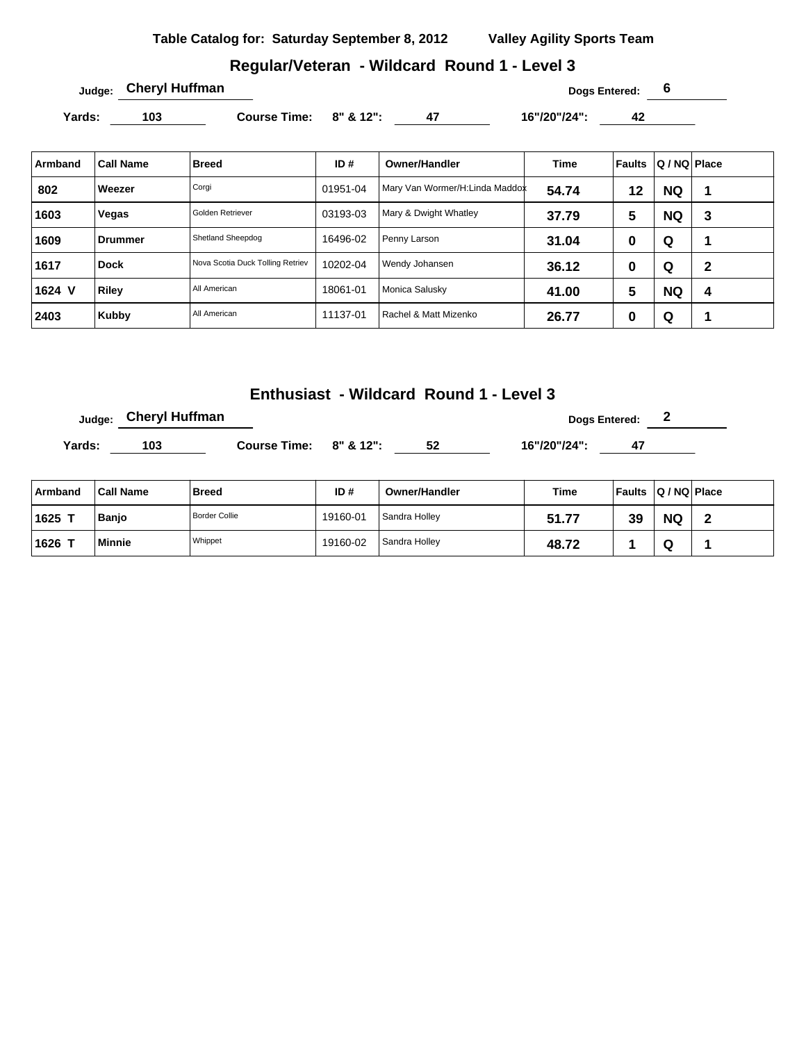**Table Catalog for: Saturday September 8, 2012 Valley Agility Sports Team**

## Regular/Veteran - Wildcard Round 1 - Level 3

**Judge:** Cheryl Huffman **Dogs Entered:** 6

**Yards:** 103 **Course Time:** 8" & 12": 47 16"/20"/24": 42

| Armband | Call Name | Breed | ID # | Owner/Handler | Time | Faults | Q / NQ | Place |
|---|---|---|---|---|---|---|---|---|
| 802 | Weezer | Corgi | 01951-04 | Mary Van Wormer/H:Linda Maddox | 54.74 | 12 | NQ | 1 |
| 1603 | Vegas | Golden Retriever | 03193-03 | Mary & Dwight Whatley | 37.79 | 5 | NQ | 3 |
| 1609 | Drummer | Shetland Sheepdog | 16496-02 | Penny Larson | 31.04 | 0 | Q | 1 |
| 1617 | Dock | Nova Scotia Duck Tolling Retriev | 10202-04 | Wendy Johansen | 36.12 | 0 | Q | 2 |
| 1624 V | Riley | All American | 18061-01 | Monica Salusky | 41.00 | 5 | NQ | 4 |
| 2403 | Kubby | All American | 11137-01 | Rachel & Matt Mizenko | 26.77 | 0 | Q | 1 |

## Enthusiast - Wildcard Round 1 - Level 3

**Judge:** Cheryl Huffman **Dogs Entered:** 2

**Yards:** 103 **Course Time:** 8" & 12": 52 16"/20"/24": 47

| Armband | Call Name | Breed | ID # | Owner/Handler | Time | Faults | Q / NQ | Place |
|---|---|---|---|---|---|---|---|---|
| 1625 T | Banjo | Border Collie | 19160-01 | Sandra Holley | 51.77 | 39 | NQ | 2 |
| 1626 T | Minnie | Whippet | 19160-02 | Sandra Holley | 48.72 | 1 | Q | 1 |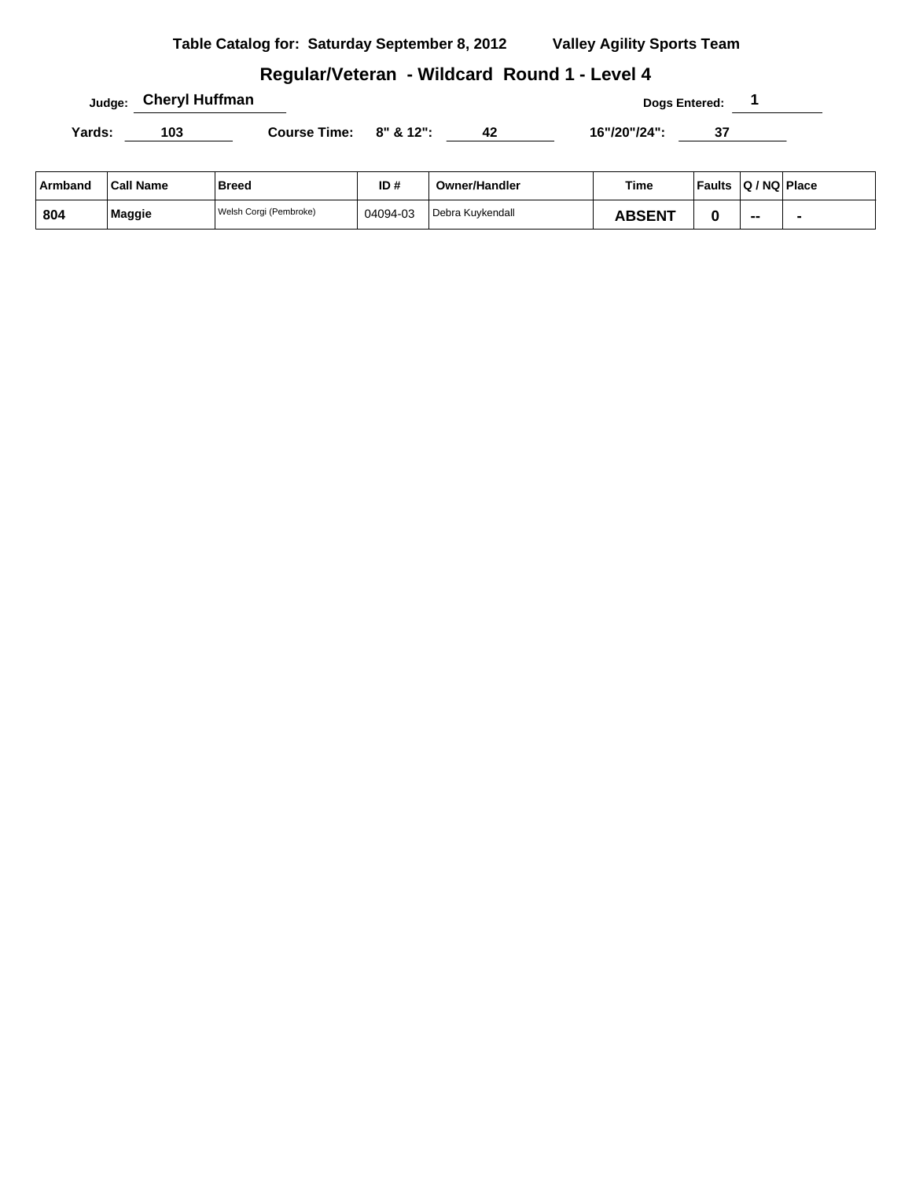**Table Catalog for: Saturday September 8, 2012 Valley Agility Sports Team**

## Regular/Veteran - Wildcard Round 1 - Level 4

**Judge:** Cheryl Huffman **Dogs Entered:** 1

**Yards:** 103 **Course Time:** 8" & 12": 42 16"/20"/24": 37

| Armband | Call Name | Breed | ID # | Owner/Handler | Time | Faults | Q / NQ | Place |
|---|---|---|---|---|---|---|---|---|
| 804 | Maggie | Welsh Corgi (Pembroke) | 04094-03 | Debra Kuykendall | ABSENT | 0 | -- | - |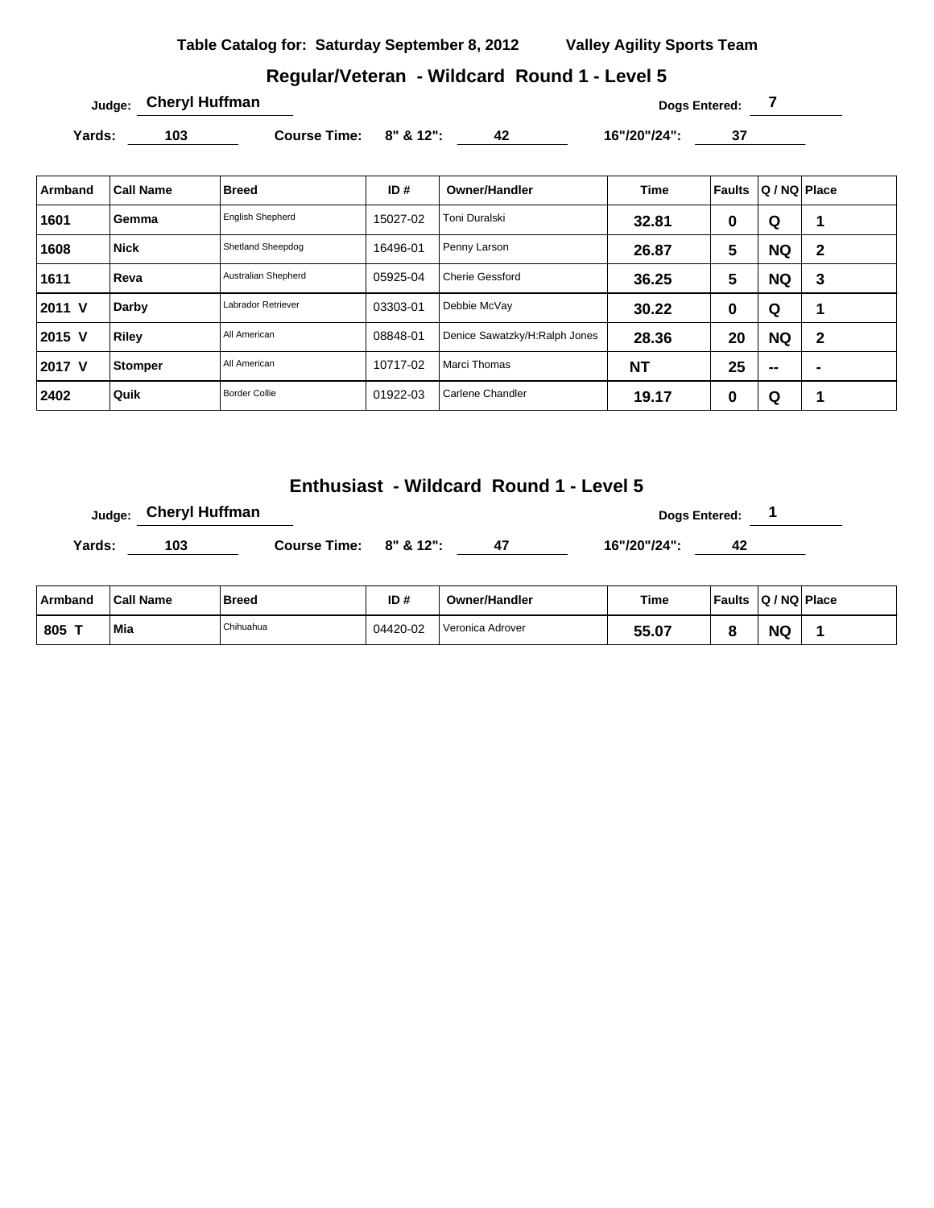**Table Catalog for: Saturday September 8, 2012** **Valley Agility Sports Team**

## Regular/Veteran - Wildcard Round 1 - Level 5

Judge: **Cheryl Huffman** Dogs Entered: **7**

Yards: **103** Course Time: 8" & 12": **42** 16"/20"/24": **37**

| Armband | Call Name | Breed | ID # | Owner/Handler | Time | Faults | Q / NQ | Place |
|---|---|---|---|---|---|---|---|---|
| 1601 | Gemma | English Shepherd | 15027-02 | Toni Duralski | 32.81 | 0 | Q | 1 |
| 1608 | Nick | Shetland Sheepdog | 16496-01 | Penny Larson | 26.87 | 5 | NQ | 2 |
| 1611 | Reva | Australian Shepherd | 05925-04 | Cherie Gessford | 36.25 | 5 | NQ | 3 |
| 2011 V | Darby | Labrador Retriever | 03303-01 | Debbie McVay | 30.22 | 0 | Q | 1 |
| 2015 V | Riley | All American | 08848-01 | Denice Sawatzky/H:Ralph Jones | 28.36 | 20 | NQ | 2 |
| 2017 V | Stomper | All American | 10717-02 | Marci Thomas | NT | 25 | -- | - |
| 2402 | Quik | Border Collie | 01922-03 | Carlene Chandler | 19.17 | 0 | Q | 1 |

## Enthusiast - Wildcard Round 1 - Level 5

Judge: **Cheryl Huffman** Dogs Entered: **1**

Yards: **103** Course Time: 8" & 12": **47** 16"/20"/24": **42**

| Armband | Call Name | Breed | ID # | Owner/Handler | Time | Faults | Q / NQ | Place |
|---|---|---|---|---|---|---|---|---|
| 805 T | Mia | Chihuahua | 04420-02 | Veronica Adrover | 55.07 | 8 | NQ | 1 |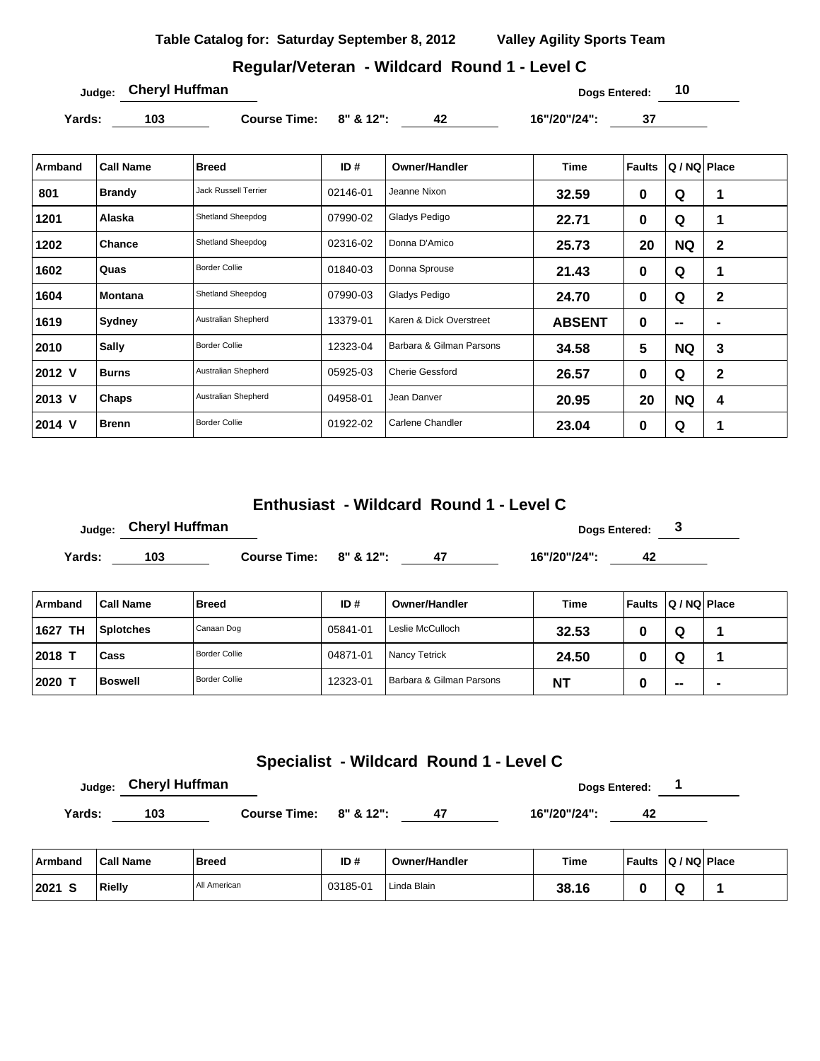Table Catalog for: Saturday September 8, 2012 Valley Agility Sports Team

## Regular/Veteran - Wildcard Round 1 - Level C

Judge: Cheryl Huffman Dogs Entered: 10

Yards: 103 Course Time: 8" & 12": 42 16"/20"/24": 37

| Armband | Call Name | Breed | ID # | Owner/Handler | Time | Faults | Q / NQ | Place |
|---|---|---|---|---|---|---|---|---|
| 801 | Brandy | Jack Russell Terrier | 02146-01 | Jeanne Nixon | 32.59 | 0 | Q | 1 |
| 1201 | Alaska | Shetland Sheepdog | 07990-02 | Gladys Pedigo | 22.71 | 0 | Q | 1 |
| 1202 | Chance | Shetland Sheepdog | 02316-02 | Donna D'Amico | 25.73 | 20 | NQ | 2 |
| 1602 | Quas | Border Collie | 01840-03 | Donna Sprouse | 21.43 | 0 | Q | 1 |
| 1604 | Montana | Shetland Sheepdog | 07990-03 | Gladys Pedigo | 24.70 | 0 | Q | 2 |
| 1619 | Sydney | Australian Shepherd | 13379-01 | Karen & Dick Overstreet | ABSENT | 0 | -- | - |
| 2010 | Sally | Border Collie | 12323-04 | Barbara & Gilman Parsons | 34.58 | 5 | NQ | 3 |
| 2012 V | Burns | Australian Shepherd | 05925-03 | Cherie Gessford | 26.57 | 0 | Q | 2 |
| 2013 V | Chaps | Australian Shepherd | 04958-01 | Jean Danver | 20.95 | 20 | NQ | 4 |
| 2014 V | Brenn | Border Collie | 01922-02 | Carlene Chandler | 23.04 | 0 | Q | 1 |

## Enthusiast - Wildcard Round 1 - Level C

Judge: Cheryl Huffman Dogs Entered: 3

Yards: 103 Course Time: 8" & 12": 47 16"/20"/24": 42

| Armband | Call Name | Breed | ID # | Owner/Handler | Time | Faults | Q / NQ | Place |
|---|---|---|---|---|---|---|---|---|
| 1627 TH | Splotches | Canaan Dog | 05841-01 | Leslie McCulloch | 32.53 | 0 | Q | 1 |
| 2018 T | Cass | Border Collie | 04871-01 | Nancy Tetrick | 24.50 | 0 | Q | 1 |
| 2020 T | Boswell | Border Collie | 12323-01 | Barbara & Gilman Parsons | NT | 0 | -- | - |

## Specialist - Wildcard Round 1 - Level C

Judge: Cheryl Huffman Dogs Entered: 1

Yards: 103 Course Time: 8" & 12": 47 16"/20"/24": 42

| Armband | Call Name | Breed | ID # | Owner/Handler | Time | Faults | Q / NQ | Place |
|---|---|---|---|---|---|---|---|---|
| 2021 S | Rielly | All American | 03185-01 | Linda Blain | 38.16 | 0 | Q | 1 |